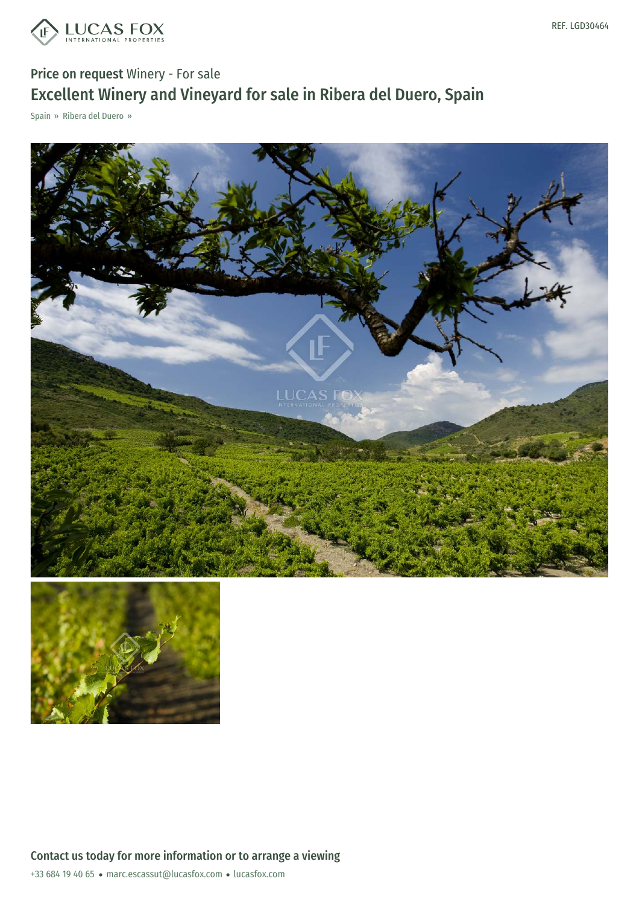REF. LGD30464

**Price on request** Winery - For sale

# Excellent Winery and Vineyard for sale in Ribera del Duero, Spain

Spain » Ribera del Duero »

## Contact us today for more information or to arrange a viewing

+33 684 19 40 65 • marc.escassut@lucasfox.com • lucasfox.com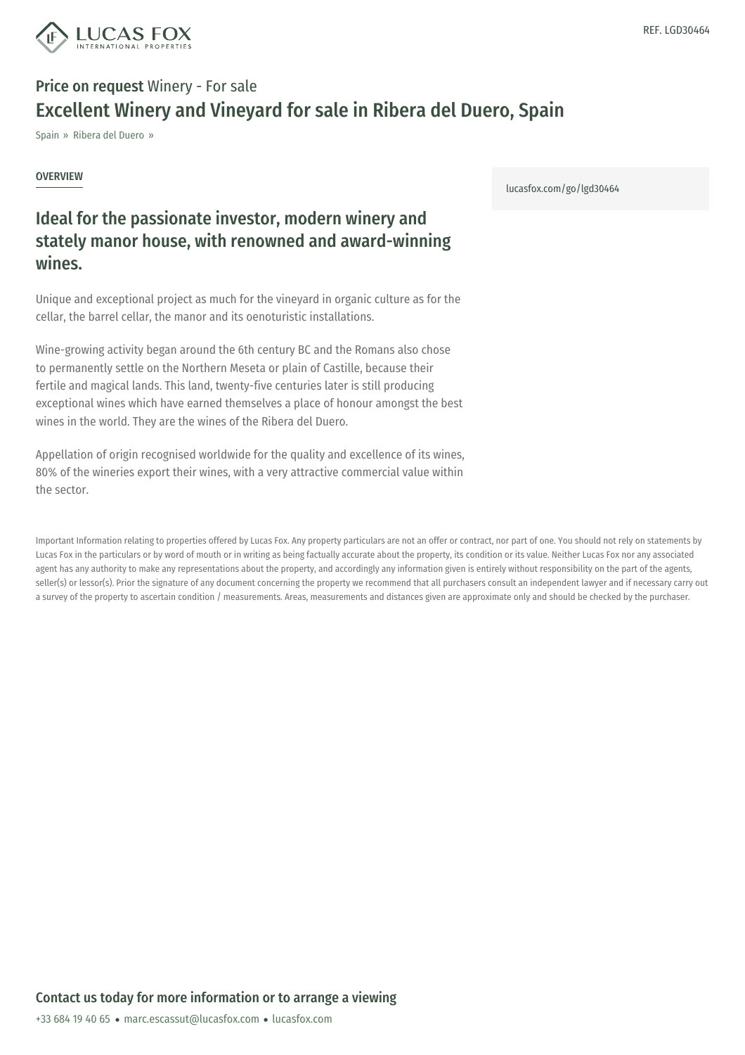**Price on request** Winery - For sale

# Excellent Winery and Vineyard for sale in Ribera del Duero, Spain

Spain » Ribera del Duero »

lucasfox.com/go/lgd30464

## OVERVIEW

### Ideal for the passionate investor, modern winery and stately manor house, with renowned and award-winning wines.

Unique and exceptional project as much for the vineyard in organic culture as for the cellar, the barrel cellar, the manor and its oenoturistic installations.

Wine-growing activity began around the 6th century BC and the Romans also chose to permanently settle on the Northern Meseta or plain of Castille, because their fertile and magical lands. This land, twenty-five centuries later is still producing exceptional wines which have earned themselves a place of honour amongst the best wines in the world. They are the wines of the Ribera del Duero.

Appellation of origin recognised worldwide for the quality and excellence of its wines, 80% of the wineries export their wines, with a very attractive commercial value within the sector.

Important Information relating to properties offered by Lucas Fox. Any property particulars are not an offer or contract, nor part of one. You should not rely on statements by Lucas Fox in the particulars or by word of mouth or in writing as being factually accurate about the property, its condition or its value. Neither Lucas Fox nor any associated agent has any authority to make any representations about the property, and accordingly any information given is entirely without responsibility on the part of the agents, seller(s) or lessor(s). Prior the signature of any document concerning the property we recommend that all purchasers consult an independent lawyer and if necessary carry out a survey of the property to ascertain condition / measurements. Areas, measurements and distances given are approximate only and should be checked by the purchaser.

## Contact us today for more information or to arrange a viewing

+33 684 19 40 65 • marc.escassut@lucasfox.com • lucasfox.com